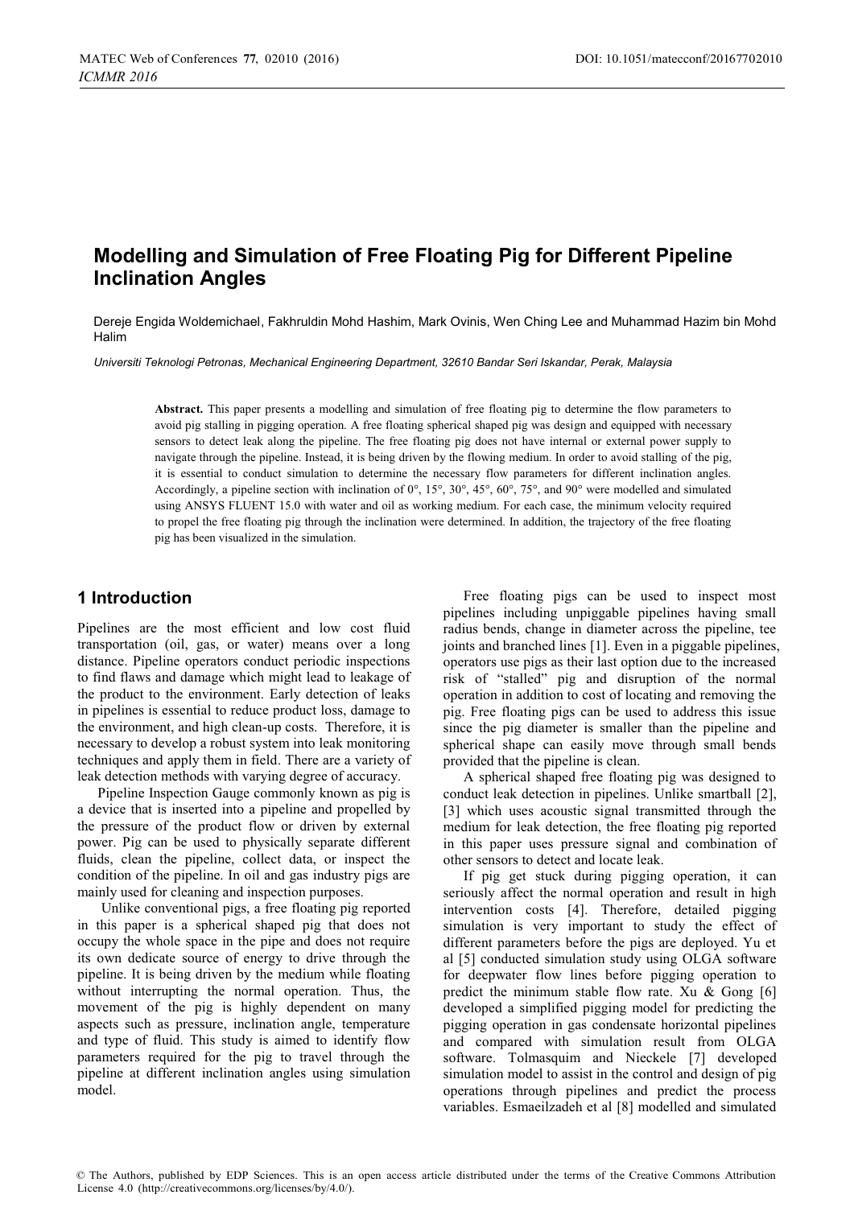# Modelling and Simulation of Free Floating Pig for Different Pipeline Inclination Angles

Dereje Engida Woldemichael, Fakhruldin Mohd Hashim, Mark Ovinis, Wen Ching Lee and Muhammad Hazim bin Mohd Halim

*Universiti Teknologi Petronas, Mechanical Engineering Department, 32610 Bandar Seri Iskandar, Perak, Malaysia*

**Abstract.** This paper presents a modelling and simulation of free floating pig to determine the flow parameters to avoid pig stalling in pigging operation. A free floating spherical shaped pig was design and equipped with necessary sensors to detect leak along the pipeline. The free floating pig does not have internal or external power supply to navigate through the pipeline. Instead, it is being driven by the flowing medium. In order to avoid stalling of the pig, it is essential to conduct simulation to determine the necessary flow parameters for different inclination angles. Accordingly, a pipeline section with inclination of 0°, 15°, 30°, 45°, 60°, 75°, and 90° were modelled and simulated using ANSYS FLUENT 15.0 with water and oil as working medium. For each case, the minimum velocity required to propel the free floating pig through the inclination were determined. In addition, the trajectory of the free floating pig has been visualized in the simulation.

## 1 Introduction

Pipelines are the most efficient and low cost fluid transportation (oil, gas, or water) means over a long distance. Pipeline operators conduct periodic inspections to find flaws and damage which might lead to leakage of the product to the environment. Early detection of leaks in pipelines is essential to reduce product loss, damage to the environment, and high clean-up costs. Therefore, it is necessary to develop a robust system into leak monitoring techniques and apply them in field. There are a variety of leak detection methods with varying degree of accuracy.

Pipeline Inspection Gauge commonly known as pig is a device that is inserted into a pipeline and propelled by the pressure of the product flow or driven by external power. Pig can be used to physically separate different fluids, clean the pipeline, collect data, or inspect the condition of the pipeline. In oil and gas industry pigs are mainly used for cleaning and inspection purposes.

Unlike conventional pigs, a free floating pig reported in this paper is a spherical shaped pig that does not occupy the whole space in the pipe and does not require its own dedicate source of energy to drive through the pipeline. It is being driven by the medium while floating without interrupting the normal operation. Thus, the movement of the pig is highly dependent on many aspects such as pressure, inclination angle, temperature and type of fluid. This study is aimed to identify flow parameters required for the pig to travel through the pipeline at different inclination angles using simulation model.

Free floating pigs can be used to inspect most pipelines including unpiggable pipelines having small radius bends, change in diameter across the pipeline, tee joints and branched lines [1]. Even in a piggable pipelines, operators use pigs as their last option due to the increased risk of "stalled" pig and disruption of the normal operation in addition to cost of locating and removing the pig. Free floating pigs can be used to address this issue since the pig diameter is smaller than the pipeline and spherical shape can easily move through small bends provided that the pipeline is clean.

A spherical shaped free floating pig was designed to conduct leak detection in pipelines. Unlike smartball [2], [3] which uses acoustic signal transmitted through the medium for leak detection, the free floating pig reported in this paper uses pressure signal and combination of other sensors to detect and locate leak.

If pig get stuck during pigging operation, it can seriously affect the normal operation and result in high intervention costs [4]. Therefore, detailed pigging simulation is very important to study the effect of different parameters before the pigs are deployed. Yu et al [5] conducted simulation study using OLGA software for deepwater flow lines before pigging operation to predict the minimum stable flow rate. Xu & Gong [6] developed a simplified pigging model for predicting the pigging operation in gas condensate horizontal pipelines and compared with simulation result from OLGA software. Tolmasquim and Nieckele [7] developed simulation model to assist in the control and design of pig operations through pipelines and predict the process variables. Esmaeilzadeh et al [8] modelled and simulated

© The Authors, published by EDP Sciences. This is an open access article distributed under the terms of the Creative Commons Attribution License 4.0 (http://creativecommons.org/licenses/by/4.0/).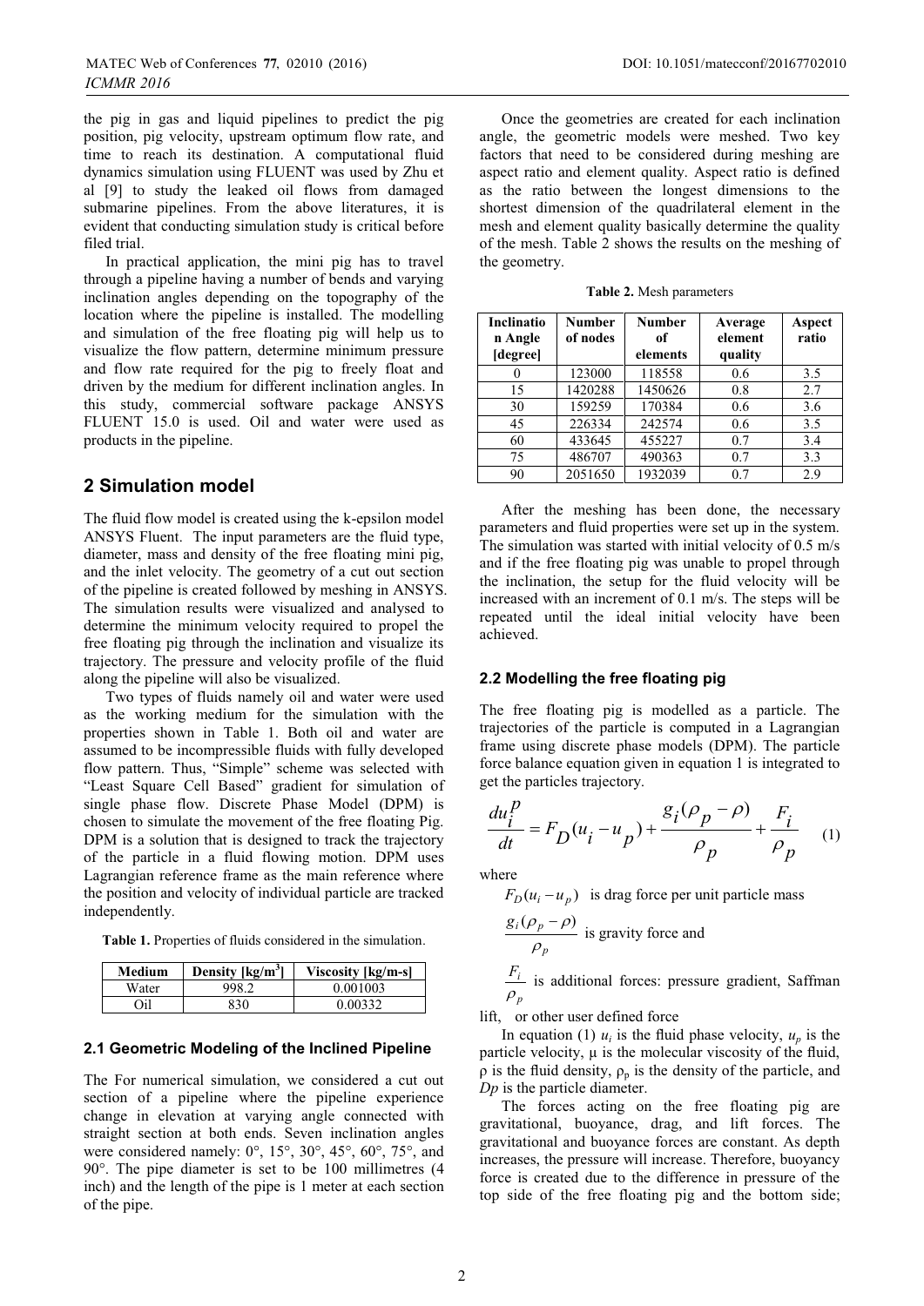the pig in gas and liquid pipelines to predict the pig position, pig velocity, upstream optimum flow rate, and time to reach its destination. A computational fluid dynamics simulation using FLUENT was used by Zhu et al [9] to study the leaked oil flows from damaged submarine pipelines. From the above literatures, it is evident that conducting simulation study is critical before filed trial.

In practical application, the mini pig has to travel through a pipeline having a number of bends and varying inclination angles depending on the topography of the location where the pipeline is installed. The modelling and simulation of the free floating pig will help us to visualize the flow pattern, determine minimum pressure and flow rate required for the pig to freely float and driven by the medium for different inclination angles. In this study, commercial software package ANSYS FLUENT 15.0 is used. Oil and water were used as products in the pipeline.

## 2 Simulation model

The fluid flow model is created using the k-epsilon model ANSYS Fluent. The input parameters are the fluid type, diameter, mass and density of the free floating mini pig, and the inlet velocity. The geometry of a cut out section of the pipeline is created followed by meshing in ANSYS. The simulation results were visualized and analysed to determine the minimum velocity required to propel the free floating pig through the inclination and visualize its trajectory. The pressure and velocity profile of the fluid along the pipeline will also be visualized.

Two types of fluids namely oil and water were used as the working medium for the simulation with the properties shown in Table 1. Both oil and water are assumed to be incompressible fluids with fully developed flow pattern. Thus, "Simple" scheme was selected with "Least Square Cell Based" gradient for simulation of single phase flow. Discrete Phase Model (DPM) is chosen to simulate the movement of the free floating Pig. DPM is a solution that is designed to track the trajectory of the particle in a fluid flowing motion. DPM uses Lagrangian reference frame as the main reference where the position and velocity of individual particle are tracked independently.

**Table 1.** Properties of fluids considered in the simulation.

| Medium | Density [kg/m$^3$] | Viscosity [kg/m-s] |
|---|---|---|
| Water | 998.2 | 0.001003 |
| Oil | 830 | 0.00332 |

### 2.1 Geometric Modeling of the Inclined Pipeline

The For numerical simulation, we considered a cut out section of a pipeline where the pipeline experience change in elevation at varying angle connected with straight section at both ends. Seven inclination angles were considered namely: 0°, 15°, 30°, 45°, 60°, 75°, and 90°. The pipe diameter is set to be 100 millimetres (4 inch) and the length of the pipe is 1 meter at each section of the pipe.

Once the geometries are created for each inclination angle, the geometric models were meshed. Two key factors that need to be considered during meshing are aspect ratio and element quality. Aspect ratio is defined as the ratio between the longest dimensions to the shortest dimension of the quadrilateral element in the mesh and element quality basically determine the quality of the mesh. Table 2 shows the results on the meshing of the geometry.

**Table 2.** Mesh parameters

| Inclination Angle [degree] | Number of nodes | Number of elements | Average element quality | Aspect ratio |
|---|---|---|---|---|
| 0 | 123000 | 118558 | 0.6 | 3.5 |
| 15 | 1420288 | 1450626 | 0.8 | 2.7 |
| 30 | 159259 | 170384 | 0.6 | 3.6 |
| 45 | 226334 | 242574 | 0.6 | 3.5 |
| 60 | 433645 | 455227 | 0.7 | 3.4 |
| 75 | 486707 | 490363 | 0.7 | 3.3 |
| 90 | 2051650 | 1932039 | 0.7 | 2.9 |

After the meshing has been done, the necessary parameters and fluid properties were set up in the system. The simulation was started with initial velocity of 0.5 m/s and if the free floating pig was unable to propel through the inclination, the setup for the fluid velocity will be increased with an increment of 0.1 m/s. The steps will be repeated until the ideal initial velocity have been achieved.

### 2.2 Modelling the free floating pig

The free floating pig is modelled as a particle. The trajectories of the particle is computed in a Lagrangian frame using discrete phase models (DPM). The particle force balance equation given in equation 1 is integrated to get the particles trajectory.

$$\frac{du_i^p}{dt} = F_D(u_i - u_p) + \frac{g_i(\rho_p - \rho)}{\rho_p} + \frac{F_i}{\rho_p} \quad (1)$$

where

$F_D(u_i - u_p)$ is drag force per unit particle mass

$\frac{g_i(\rho_p - \rho)}{\rho_p}$ is gravity force and

$\frac{F_i}{\rho_p}$ is additional forces: pressure gradient, Saffman lift, or other user defined force

In equation (1) $u_i$ is the fluid phase velocity, $u_p$ is the particle velocity, μ is the molecular viscosity of the fluid, ρ is the fluid density, $\rho_p$ is the density of the particle, and $Dp$ is the particle diameter.

The forces acting on the free floating pig are gravitational, buoyance, drag, and lift forces. The gravitational and buoyance forces are constant. As depth increases, the pressure will increase. Therefore, buoyancy force is created due to the difference in pressure of the top side of the free floating pig and the bottom side;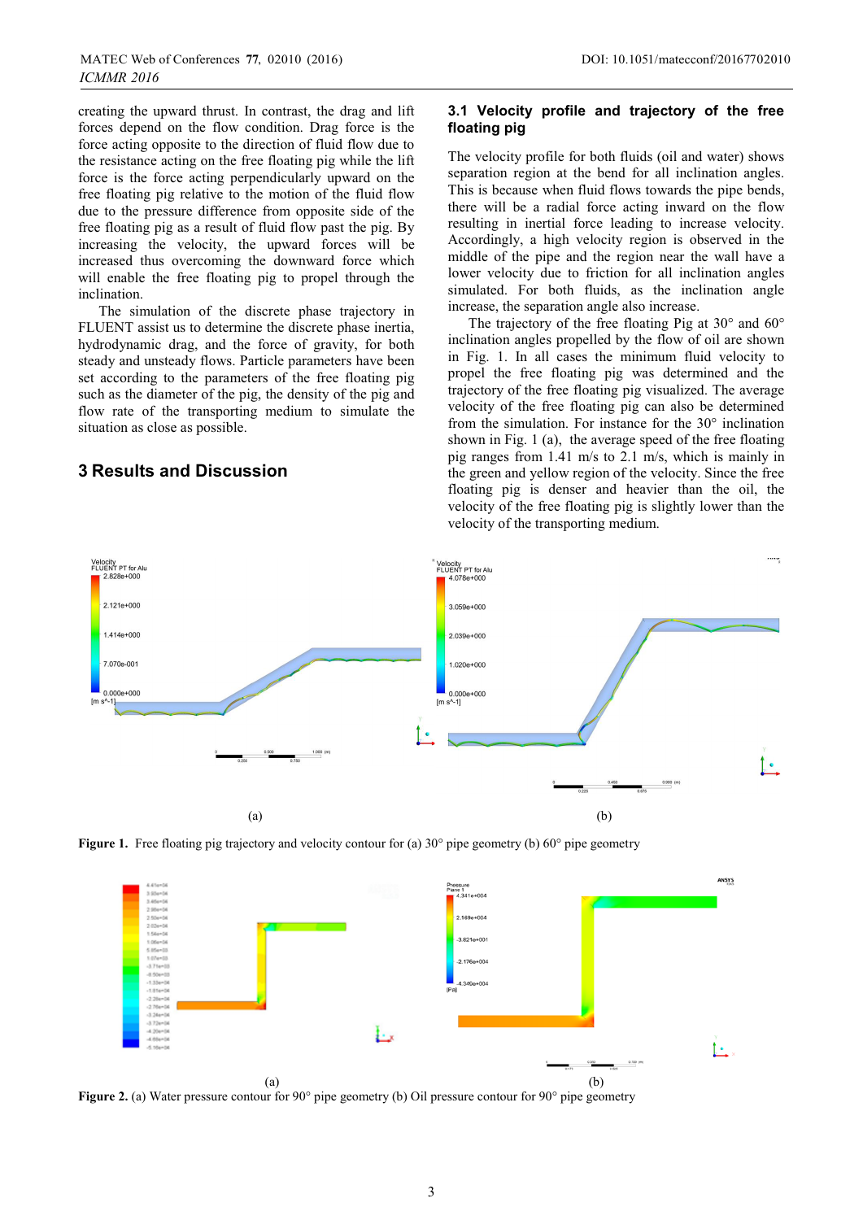creating the upward thrust. In contrast, the drag and lift forces depend on the flow condition. Drag force is the force acting opposite to the direction of fluid flow due to the resistance acting on the free floating pig while the lift force is the force acting perpendicularly upward on the free floating pig relative to the motion of the fluid flow due to the pressure difference from opposite side of the free floating pig as a result of fluid flow past the pig. By increasing the velocity, the upward forces will be increased thus overcoming the downward force which will enable the free floating pig to propel through the inclination.

The simulation of the discrete phase trajectory in FLUENT assist us to determine the discrete phase inertia, hydrodynamic drag, and the force of gravity, for both steady and unsteady flows. Particle parameters have been set according to the parameters of the free floating pig such as the diameter of the pig, the density of the pig and flow rate of the transporting medium to simulate the situation as close as possible.

## 3 Results and Discussion

### 3.1 Velocity profile and trajectory of the free floating pig

The velocity profile for both fluids (oil and water) shows separation region at the bend for all inclination angles. This is because when fluid flows towards the pipe bends, there will be a radial force acting inward on the flow resulting in inertial force leading to increase velocity. Accordingly, a high velocity region is observed in the middle of the pipe and the region near the wall have a lower velocity due to friction for all inclination angles simulated. For both fluids, as the inclination angle increase, the separation angle also increase.

The trajectory of the free floating Pig at 30° and 60° inclination angles propelled by the flow of oil are shown in Fig. 1. In all cases the minimum fluid velocity to propel the free floating pig was determined and the trajectory of the free floating pig visualized. The average velocity of the free floating pig can also be determined from the simulation. For instance for the 30° inclination shown in Fig. 1 (a), the average speed of the free floating pig ranges from 1.41 m/s to 2.1 m/s, which is mainly in the green and yellow region of the velocity. Since the free floating pig is denser and heavier than the oil, the velocity of the free floating pig is slightly lower than the velocity of the transporting medium.

**Figure 1.** Free floating pig trajectory and velocity contour for (a) 30° pipe geometry (b) 60° pipe geometry

**Figure 2.** (a) Water pressure contour for 90° pipe geometry (b) Oil pressure contour for 90° pipe geometry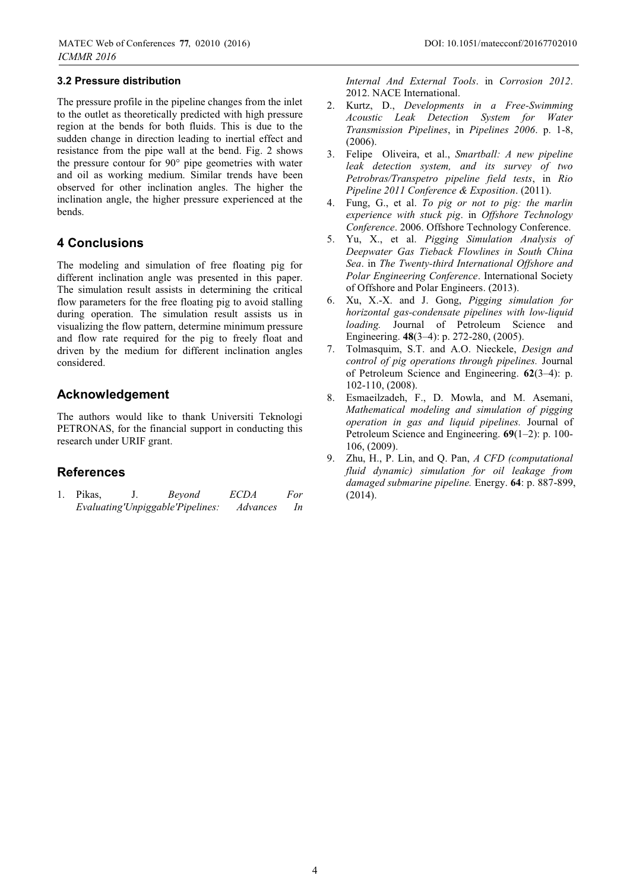### 3.2 Pressure distribution

The pressure profile in the pipeline changes from the inlet to the outlet as theoretically predicted with high pressure region at the bends for both fluids. This is due to the sudden change in direction leading to inertial effect and resistance from the pipe wall at the bend. Fig. 2 shows the pressure contour for 90° pipe geometries with water and oil as working medium. Similar trends have been observed for other inclination angles. The higher the inclination angle, the higher pressure experienced at the bends.

## 4 Conclusions

The modeling and simulation of free floating pig for different inclination angle was presented in this paper. The simulation result assists in determining the critical flow parameters for the free floating pig to avoid stalling during operation. The simulation result assists us in visualizing the flow pattern, determine minimum pressure and flow rate required for the pig to freely float and driven by the medium for different inclination angles considered.

## Acknowledgement

The authors would like to thank Universiti Teknologi PETRONAS, for the financial support in conducting this research under URIF grant.

## References

1. Pikas, J. *Beyond ECDA For Evaluating'Unpiggable'Pipelines: Advances In Internal And External Tools*. in *Corrosion 2012*. 2012. NACE International.
2. Kurtz, D., *Developments in a Free-Swimming Acoustic Leak Detection System for Water Transmission Pipelines*, in *Pipelines 2006*. p. 1-8, (2006).
3. Felipe Oliveira, et al., *Smartball: A new pipeline leak detection system, and its survey of two Petrobras/Transpetro pipeline field tests*, in *Rio Pipeline 2011 Conference & Exposition*. (2011).
4. Fung, G., et al. *To pig or not to pig: the marlin experience with stuck pig*. in *Offshore Technology Conference*. 2006. Offshore Technology Conference.
5. Yu, X., et al. *Pigging Simulation Analysis of Deepwater Gas Tieback Flowlines in South China Sea*. in *The Twenty-third International Offshore and Polar Engineering Conference*. International Society of Offshore and Polar Engineers. (2013).
6. Xu, X.-X. and J. Gong, *Pigging simulation for horizontal gas-condensate pipelines with low-liquid loading.* Journal of Petroleum Science and Engineering. **48**(3–4): p. 272-280, (2005).
7. Tolmasquim, S.T. and A.O. Nieckele, *Design and control of pig operations through pipelines.* Journal of Petroleum Science and Engineering. **62**(3–4): p. 102-110, (2008).
8. Esmaeilzadeh, F., D. Mowla, and M. Asemani, *Mathematical modeling and simulation of pigging operation in gas and liquid pipelines.* Journal of Petroleum Science and Engineering. **69**(1–2): p. 100-106, (2009).
9. Zhu, H., P. Lin, and Q. Pan, *A CFD (computational fluid dynamic) simulation for oil leakage from damaged submarine pipeline.* Energy. **64**: p. 887-899, (2014).